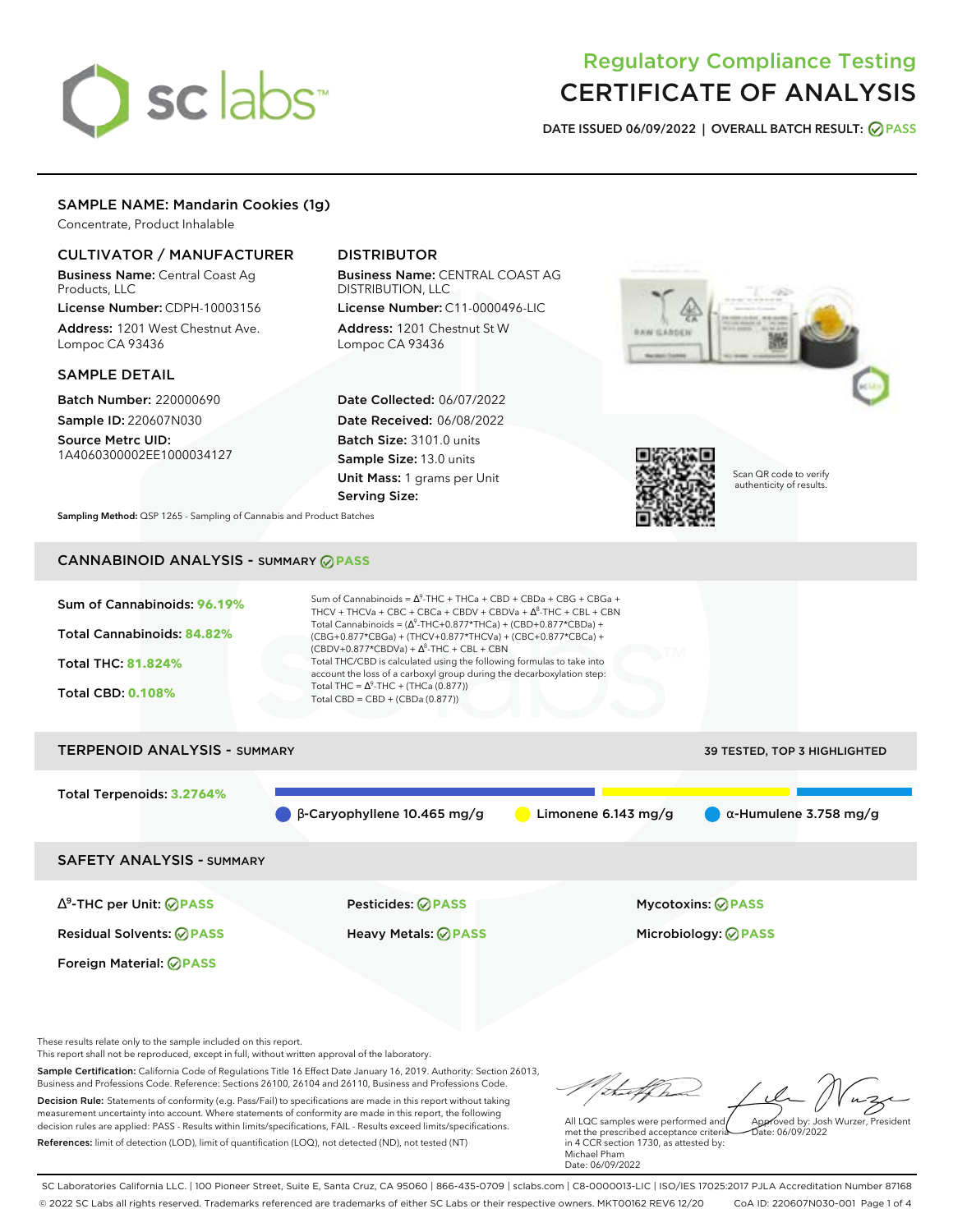# Regulatory Compliance Testing
# CERTIFICATE OF ANALYSIS

**DATE ISSUED 06/09/2022 | OVERALL BATCH RESULT: PASS**

## SAMPLE NAME: Mandarin Cookies (1g)

Concentrate, Product Inhalable

### CULTIVATOR / MANUFACTURER

**Business Name:** Central Coast Ag Products, LLC

**License Number:** CDPH-10003156

**Address:** 1201 West Chestnut Ave. Lompoc CA 93436

### DISTRIBUTOR

**Business Name:** CENTRAL COAST AG DISTRIBUTION, LLC

**License Number:** C11-0000496-LIC

**Address:** 1201 Chestnut St W Lompoc CA 93436

### SAMPLE DETAIL

**Batch Number:** 220000690

**Sample ID:** 220607N030

**Source Metrc UID:** 1A4060300002EE1000034127

**Date Collected:** 06/07/2022

**Date Received:** 06/08/2022

**Batch Size:** 3101.0 units

**Sample Size:** 13.0 units

**Unit Mass:** 1 grams per Unit

**Serving Size:**

Scan QR code to verify authenticity of results.

**Sampling Method:** QSP 1265 - Sampling of Cannabis and Product Batches

## CANNABINOID ANALYSIS - SUMMARY PASS

**Sum of Cannabinoids:** 96.19%

**Total Cannabinoids:** 84.82%

**Total THC:** 81.824%

**Total CBD:** 0.108%

Sum of Cannabinoids = $\Delta^9$-THC + THCa + CBD + CBDa + CBG + CBGa + THCV + THCVa + CBC + CBCa + CBDV + CBDVa + $\Delta^8$-THC + CBL + CBN

Total Cannabinoids = ($\Delta^9$-THC+0.877*THCa) + (CBD+0.877*CBDa) + (CBG+0.877*CBGa) + (THCV+0.877*THCVa) + (CBC+0.877*CBCa) + (CBDV+0.877*CBDVa) + $\Delta^8$-THC + CBL + CBN

Total THC/CBD is calculated using the following formulas to take into account the loss of a carboxyl group during the decarboxylation step:

Total THC = $\Delta^9$-THC + (THCa (0.877))

Total CBD = CBD + (CBDa (0.877))

## TERPENOID ANALYSIS - SUMMARY

39 TESTED, TOP 3 HIGHLIGHTED

**Total Terpenoids:** 3.2764%

β-Caryophyllene 10.465 mg/g | Limonene 6.143 mg/g | α-Humulene 3.758 mg/g

## SAFETY ANALYSIS - SUMMARY

| | | |
|---|---|---|
| $\Delta^9$-THC per Unit: PASS | Pesticides: PASS | Mycotoxins: PASS |
| Residual Solvents: PASS | Heavy Metals: PASS | Microbiology: PASS |
| Foreign Material: PASS | | |

These results relate only to the sample included on this report.
This report shall not be reproduced, except in full, without written approval of the laboratory.

**Sample Certification:** California Code of Regulations Title 16 Effect Date January 16, 2019. Authority: Section 26013, Business and Professions Code. Reference: Sections 26100, 26104 and 26110, Business and Professions Code.

**Decision Rule:** Statements of conformity (e.g. Pass/Fail) to specifications are made in this report without taking measurement uncertainty into account. Where statements of conformity are made in this report, the following decision rules are applied: PASS - Results within limits/specifications, FAIL - Results exceed limits/specifications.

**References:** limit of detection (LOD), limit of quantification (LOQ), not detected (ND), not tested (NT)

All LQC samples were performed and met the prescribed acceptance criteria in 4 CCR section 1730, as attested by: Michael Pham
Date: 06/09/2022

Approved by: Josh Wurzer, President
Date: 06/09/2022

SC Laboratories California LLC. | 100 Pioneer Street, Suite E, Santa Cruz, CA 95060 | 866-435-0709 | sclabs.com | C8-0000013-LIC | ISO/IES 17025:2017 PJLA Accreditation Number 87168
© 2022 SC Labs all rights reserved. Trademarks referenced are trademarks of either SC Labs or their respective owners. MKT00162 REV6 12/20 CoA ID: 220607N030-001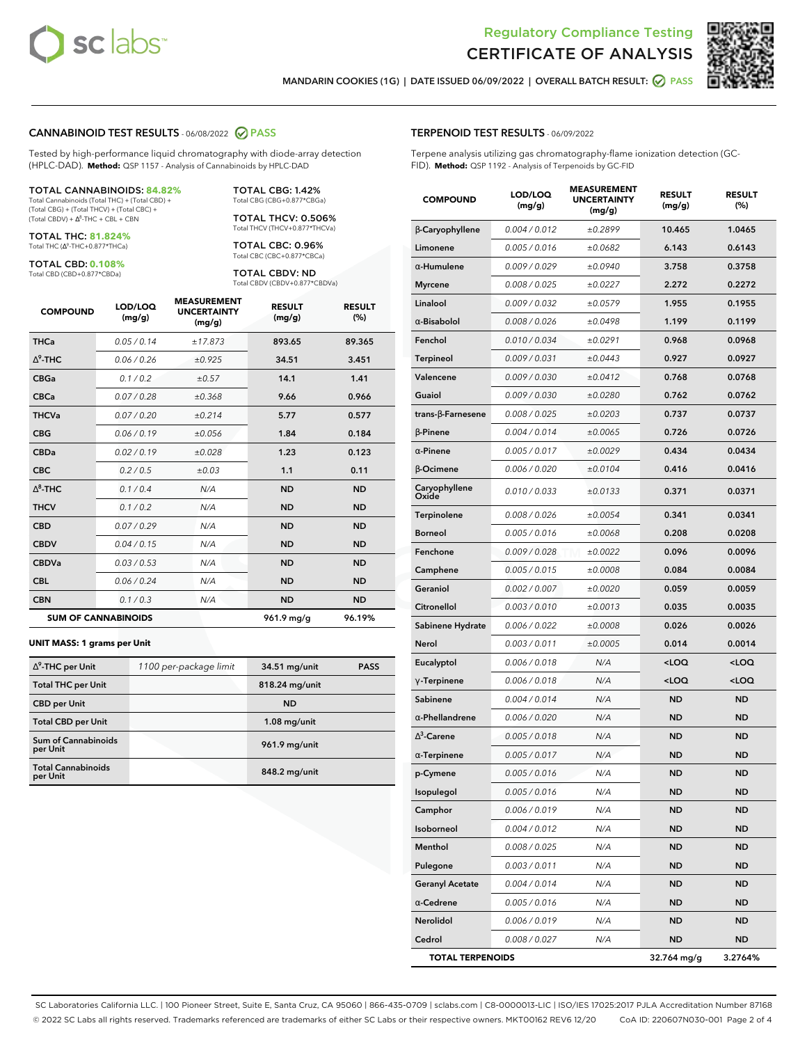Regulatory Compliance Testing

# CERTIFICATE OF ANALYSIS

MANDARIN COOKIES (1G) | DATE ISSUED 06/09/2022 | OVERALL BATCH RESULT: PASS

## CANNABINOID TEST RESULTS - 06/08/2022 PASS

Tested by high-performance liquid chromatography with diode-array detection (HPLC-DAD). **Method:** QSP 1157 - Analysis of Cannabinoids by HPLC-DAD

**TOTAL CANNABINOIDS: 84.82%**
Total Cannabinoids (Total THC) + (Total CBD) + (Total CBG) + (Total THCV) + (Total CBC) + (Total CBDV) + $\Delta^8$-THC + CBL + CBN

**TOTAL THC: 81.824%**
Total THC ($\Delta^9$-THC+0.877*THCa)

**TOTAL CBD: 0.108%**
Total CBD (CBD+0.877*CBDa)

**TOTAL CBG: 1.42%**
Total CBG (CBG+0.877*CBGa)

**TOTAL THCV: 0.506%**
Total THCV (THCV+0.877*THCVa)

**TOTAL CBC: 0.96%**
Total CBC (CBC+0.877*CBCa)

**TOTAL CBDV: ND**
Total CBDV (CBDV+0.877*CBDVa)

| COMPOUND | LOD/LOQ (mg/g) | MEASUREMENT UNCERTAINTY (mg/g) | RESULT (mg/g) | RESULT (%) |
|---|---|---|---|---|
| THCa | 0.05 / 0.14 | ±17.873 | 893.65 | 89.365 |
| $\Delta^9$-THC | 0.06 / 0.26 | ±0.925 | 34.51 | 3.451 |
| CBGa | 0.1 / 0.2 | ±0.57 | 14.1 | 1.41 |
| CBCa | 0.07 / 0.28 | ±0.368 | 9.66 | 0.966 |
| THCVa | 0.07 / 0.20 | ±0.214 | 5.77 | 0.577 |
| CBG | 0.06 / 0.19 | ±0.056 | 1.84 | 0.184 |
| CBDa | 0.02 / 0.19 | ±0.028 | 1.23 | 0.123 |
| CBC | 0.2 / 0.5 | ±0.03 | 1.1 | 0.11 |
| $\Delta^8$-THC | 0.1 / 0.4 | N/A | ND | ND |
| THCV | 0.1 / 0.2 | N/A | ND | ND |
| CBD | 0.07 / 0.29 | N/A | ND | ND |
| CBDV | 0.04 / 0.15 | N/A | ND | ND |
| CBDVa | 0.03 / 0.53 | N/A | ND | ND |
| CBL | 0.06 / 0.24 | N/A | ND | ND |
| CBN | 0.1 / 0.3 | N/A | ND | ND |
| **SUM OF CANNABINOIDS** | | | 961.9 mg/g | 96.19% |

**UNIT MASS: 1 grams per Unit**

| | | | |
|---|---|---|---|
| $\Delta^9$-THC per Unit | 1100 per-package limit | 34.51 mg/unit | PASS |
| Total THC per Unit | | 818.24 mg/unit | |
| CBD per Unit | | ND | |
| Total CBD per Unit | | 1.08 mg/unit | |
| Sum of Cannabinoids per Unit | | 961.9 mg/unit | |
| Total Cannabinoids per Unit | | 848.2 mg/unit | |

## TERPENOID TEST RESULTS - 06/09/2022

Terpene analysis utilizing gas chromatography-flame ionization detection (GC-FID). **Method:** QSP 1192 - Analysis of Terpenoids by GC-FID

| COMPOUND | LOD/LOQ (mg/g) | MEASUREMENT UNCERTAINTY (mg/g) | RESULT (mg/g) | RESULT (%) |
|---|---|---|---|---|
| β-Caryophyllene | 0.004 / 0.012 | ±0.2899 | 10.465 | 1.0465 |
| Limonene | 0.005 / 0.016 | ±0.0682 | 6.143 | 0.6143 |
| α-Humulene | 0.009 / 0.029 | ±0.0940 | 3.758 | 0.3758 |
| Myrcene | 0.008 / 0.025 | ±0.0227 | 2.272 | 0.2272 |
| Linalool | 0.009 / 0.032 | ±0.0579 | 1.955 | 0.1955 |
| α-Bisabolol | 0.008 / 0.026 | ±0.0498 | 1.199 | 0.1199 |
| Fenchol | 0.010 / 0.034 | ±0.0291 | 0.968 | 0.0968 |
| Terpineol | 0.009 / 0.031 | ±0.0443 | 0.927 | 0.0927 |
| Valencene | 0.009 / 0.030 | ±0.0412 | 0.768 | 0.0768 |
| Guaiol | 0.009 / 0.030 | ±0.0280 | 0.762 | 0.0762 |
| trans-β-Farnesene | 0.008 / 0.025 | ±0.0203 | 0.737 | 0.0737 |
| β-Pinene | 0.004 / 0.014 | ±0.0065 | 0.726 | 0.0726 |
| α-Pinene | 0.005 / 0.017 | ±0.0029 | 0.434 | 0.0434 |
| β-Ocimene | 0.006 / 0.020 | ±0.0104 | 0.416 | 0.0416 |
| Caryophyllene Oxide | 0.010 / 0.033 | ±0.0133 | 0.371 | 0.0371 |
| Terpinolene | 0.008 / 0.026 | ±0.0054 | 0.341 | 0.0341 |
| Borneol | 0.005 / 0.016 | ±0.0068 | 0.208 | 0.0208 |
| Fenchone | 0.009 / 0.028 | ±0.0022 | 0.096 | 0.0096 |
| Camphene | 0.005 / 0.015 | ±0.0008 | 0.084 | 0.0084 |
| Geraniol | 0.002 / 0.007 | ±0.0020 | 0.059 | 0.0059 |
| Citronellol | 0.003 / 0.010 | ±0.0013 | 0.035 | 0.0035 |
| Sabinene Hydrate | 0.006 / 0.022 | ±0.0008 | 0.026 | 0.0026 |
| Nerol | 0.003 / 0.011 | ±0.0005 | 0.014 | 0.0014 |
| Eucalyptol | 0.006 / 0.018 | N/A | <LOQ | <LOQ |
| γ-Terpinene | 0.006 / 0.018 | N/A | <LOQ | <LOQ |
| Sabinene | 0.004 / 0.014 | N/A | ND | ND |
| α-Phellandrene | 0.006 / 0.020 | N/A | ND | ND |
| $\Delta^3$-Carene | 0.005 / 0.018 | N/A | ND | ND |
| α-Terpinene | 0.005 / 0.017 | N/A | ND | ND |
| p-Cymene | 0.005 / 0.016 | N/A | ND | ND |
| Isopulegol | 0.005 / 0.016 | N/A | ND | ND |
| Camphor | 0.006 / 0.019 | N/A | ND | ND |
| Isoborneol | 0.004 / 0.012 | N/A | ND | ND |
| Menthol | 0.008 / 0.025 | N/A | ND | ND |
| Pulegone | 0.003 / 0.011 | N/A | ND | ND |
| Geranyl Acetate | 0.004 / 0.014 | N/A | ND | ND |
| α-Cedrene | 0.005 / 0.016 | N/A | ND | ND |
| Nerolidol | 0.006 / 0.019 | N/A | ND | ND |
| Cedrol | 0.008 / 0.027 | N/A | ND | ND |
| **TOTAL TERPENOIDS** | | | 32.764 mg/g | 3.2764% |

SC Laboratories California LLC. | 100 Pioneer Street, Suite E, Santa Cruz, CA 95060 | 866-435-0709 | sclabs.com | C8-0000013-LIC | ISO/IES 17025:2017 PJLA Accreditation Number 87168
© 2022 SC Labs all rights reserved. Trademarks referenced are trademarks of either SC Labs or their respective owners. MKT00162 REV6 12/20 CoA ID: 220607N030-001